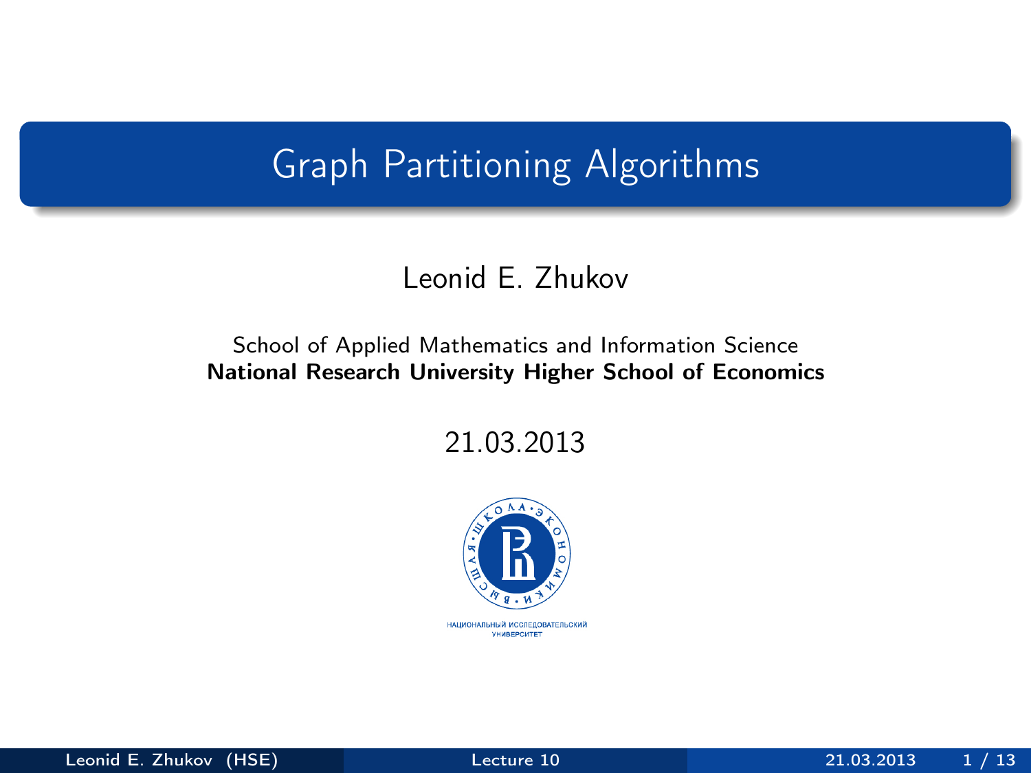# Graph Partitioning Algorithms

Leonid E. Zhukov

School of Applied Mathematics and Information Science
**National Research University Higher School of Economics**

21.03.2013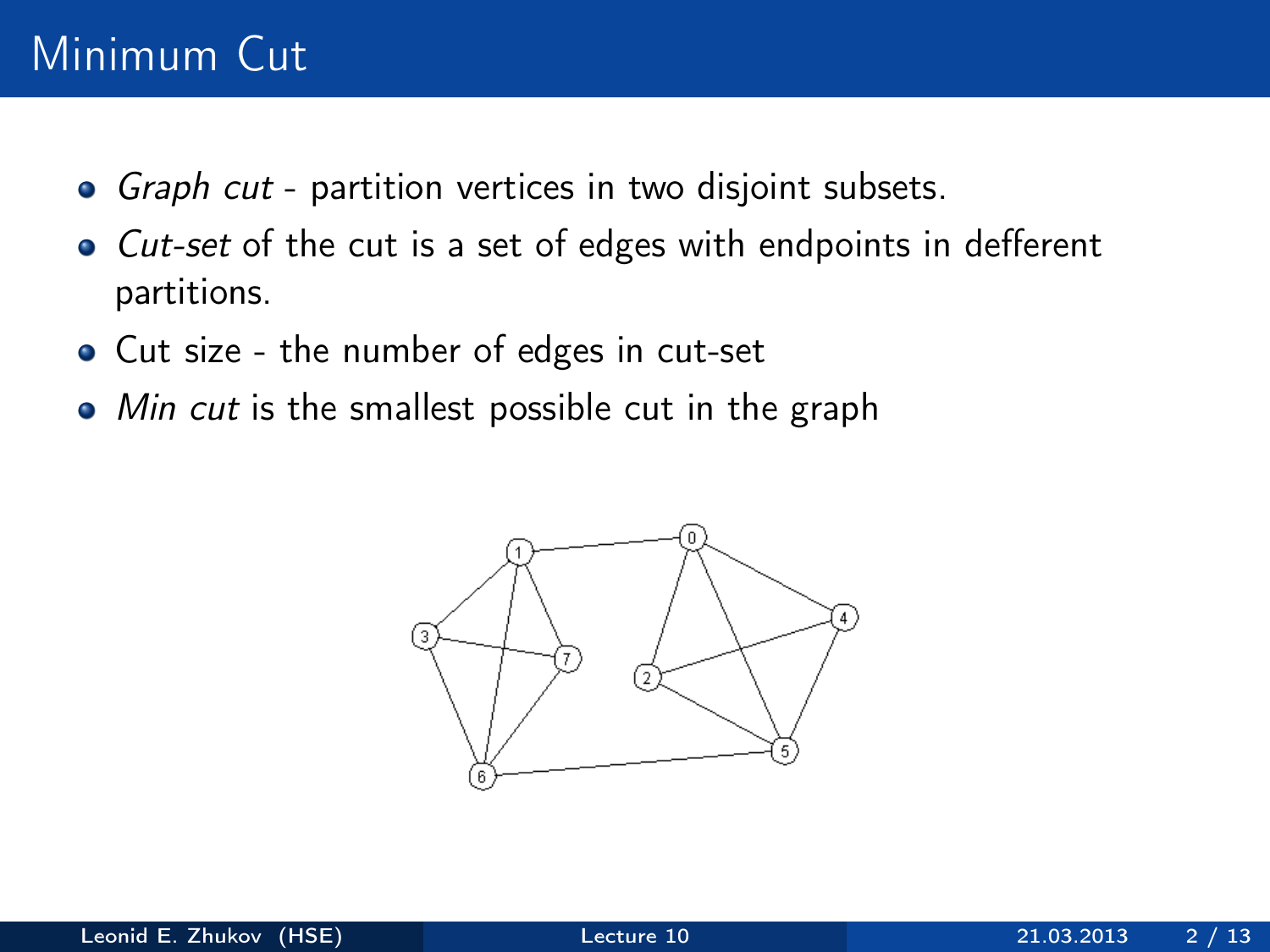# Minimum Cut

- *Graph cut* - partition vertices in two disjoint subsets.
- *Cut-set* of the cut is a set of edges with endpoints in defferent partitions.
- Cut size - the number of edges in cut-set
- *Min cut* is the smallest possible cut in the graph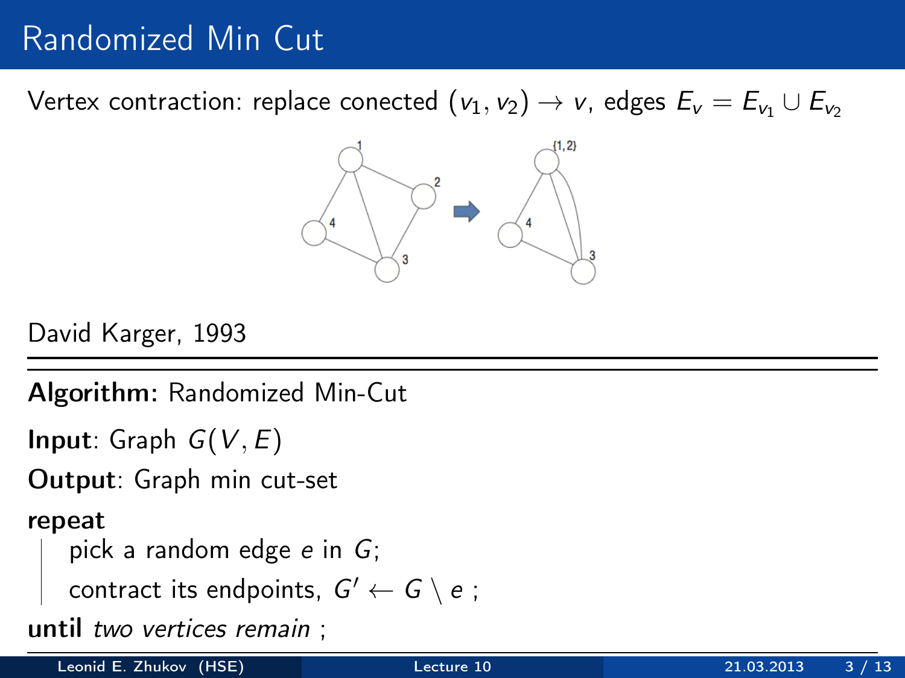# Randomized Min Cut

Vertex contraction: replace conected $(v_1, v_2) \rightarrow v$, edges $E_v = E_{v_1} \cup E_{v_2}$

David Karger, 1993

---

**Algorithm:** Randomized Min-Cut

**Input**: Graph $G(V, E)$

**Output**: Graph min cut-set

**repeat**

  pick a random edge $e$ in $G$;

  contract its endpoints, $G' \leftarrow G \setminus e$ ;

**until** *two vertices remain* ;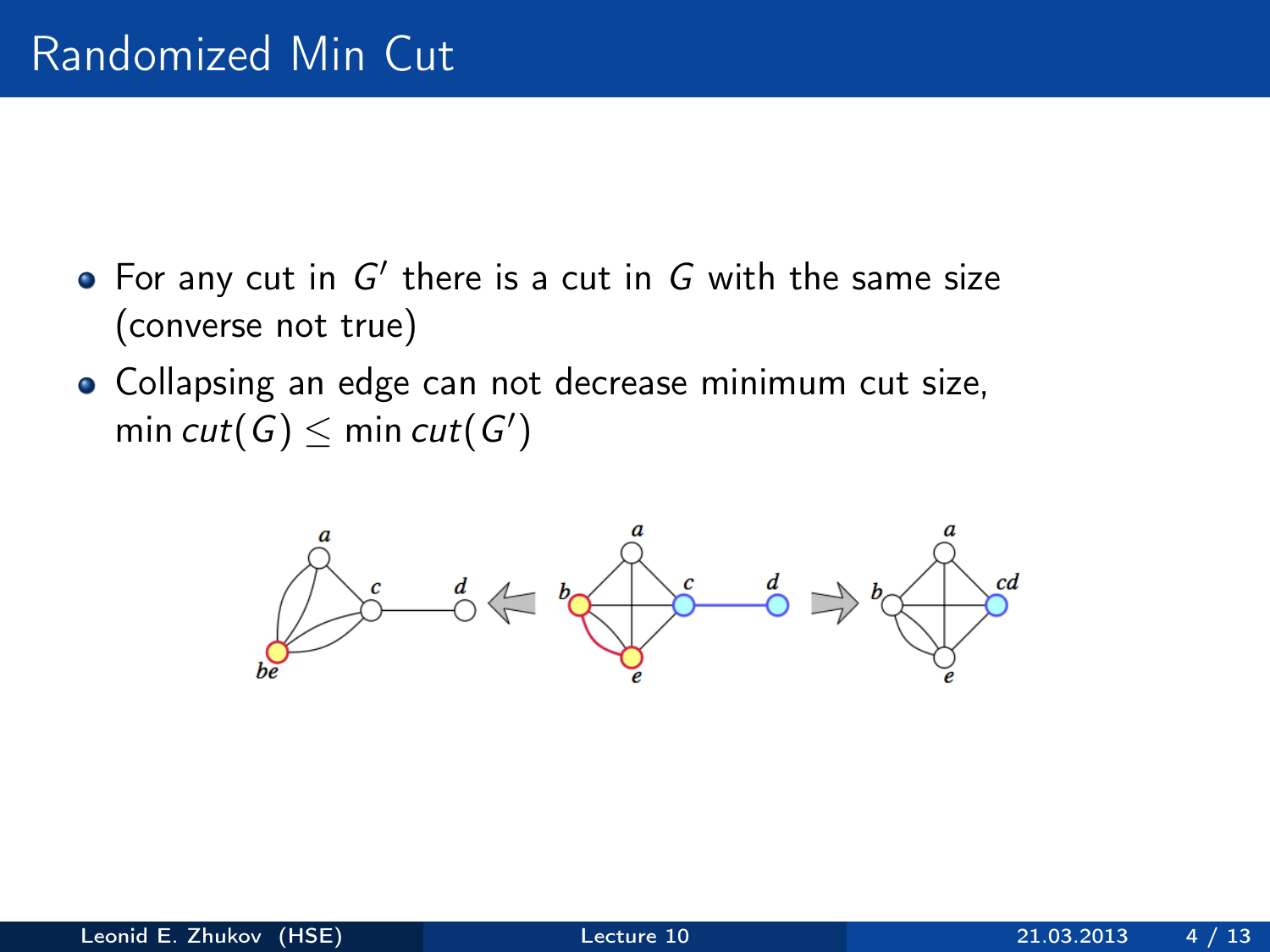# Randomized Min Cut

- For any cut in $G'$ there is a cut in $G$ with the same size (converse not true)
- Collapsing an edge can not decrease minimum cut size, $\min cut(G) \leq \min cut(G')$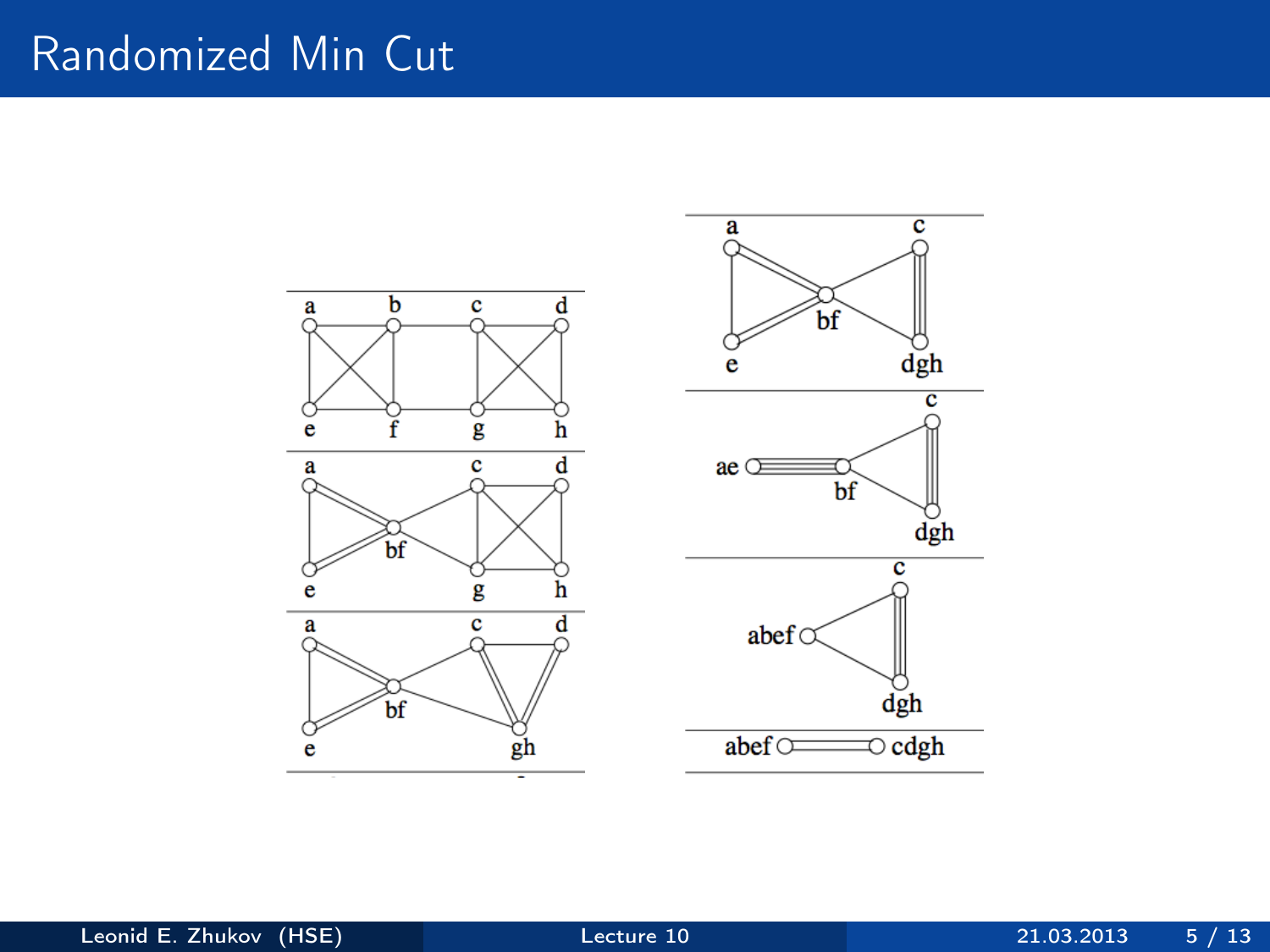# Randomized Min Cut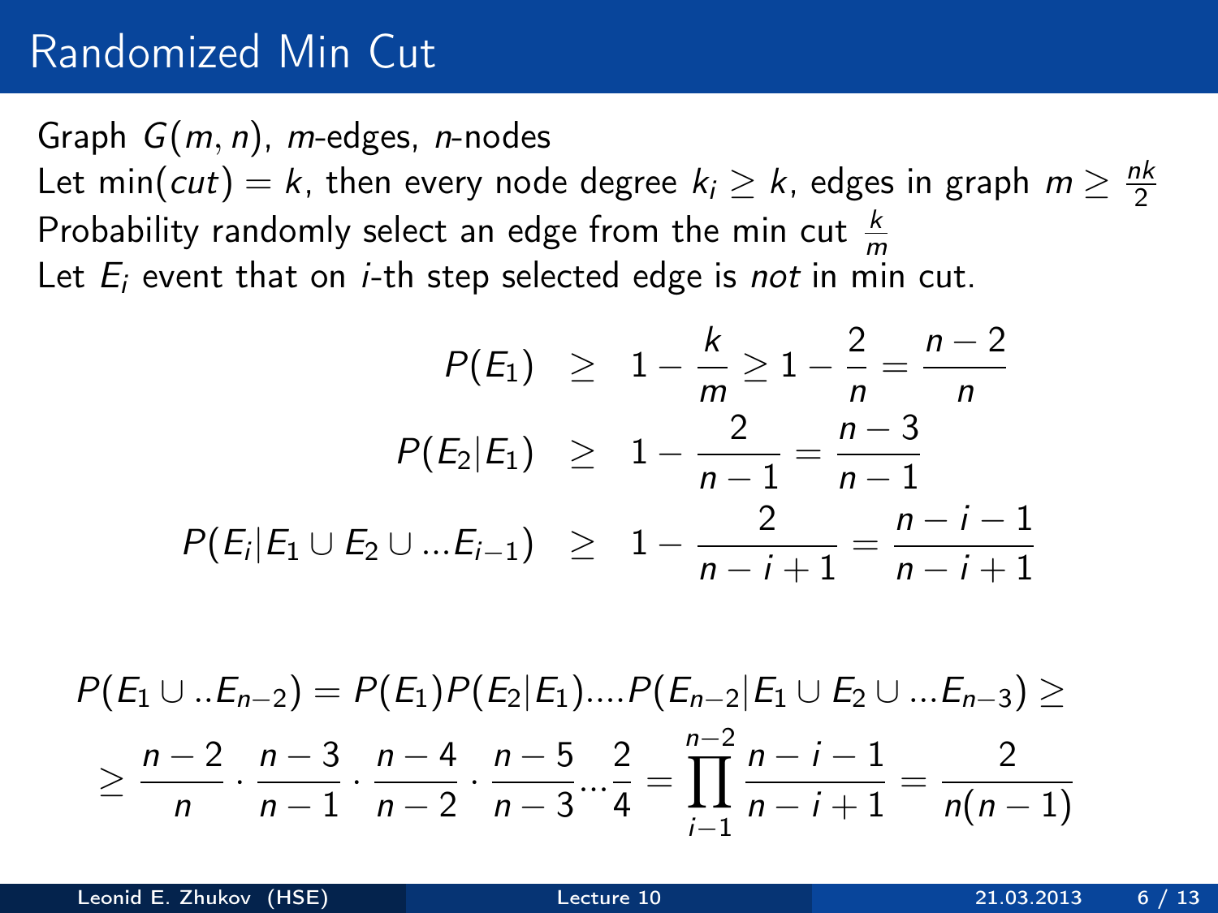# Randomized Min Cut

Graph $G(m, n)$, $m$-edges, $n$-nodes

Let $\min(cut) = k$, then every node degree $k_i \geq k$, edges in graph $m \geq \frac{nk}{2}$

Probability randomly select an edge from the min cut $\frac{k}{m}$

Let $E_i$ event that on $i$-th step selected edge is *not* in min cut.

$$
\begin{aligned}
P(E_1) &\geq 1 - \frac{k}{m} \geq 1 - \frac{2}{n} = \frac{n-2}{n} \\
P(E_2|E_1) &\geq 1 - \frac{2}{n-1} = \frac{n-3}{n-1} \\
P(E_i|E_1 \cup E_2 \cup ...E_{i-1}) &\geq 1 - \frac{2}{n-i+1} = \frac{n-i-1}{n-i+1}
\end{aligned}
$$

$$
P(E_1 \cup ..E_{n-2}) = P(E_1)P(E_2|E_1)....P(E_{n-2}|E_1 \cup E_2 \cup ...E_{n-3}) \geq
$$

$$
\geq \frac{n-2}{n} \cdot \frac{n-3}{n-1} \cdot \frac{n-4}{n-2} \cdot \frac{n-5}{n-3} ... \frac{2}{4} = \prod_{i-1}^{n-2} \frac{n-i-1}{n-i+1} = \frac{2}{n(n-1)}
$$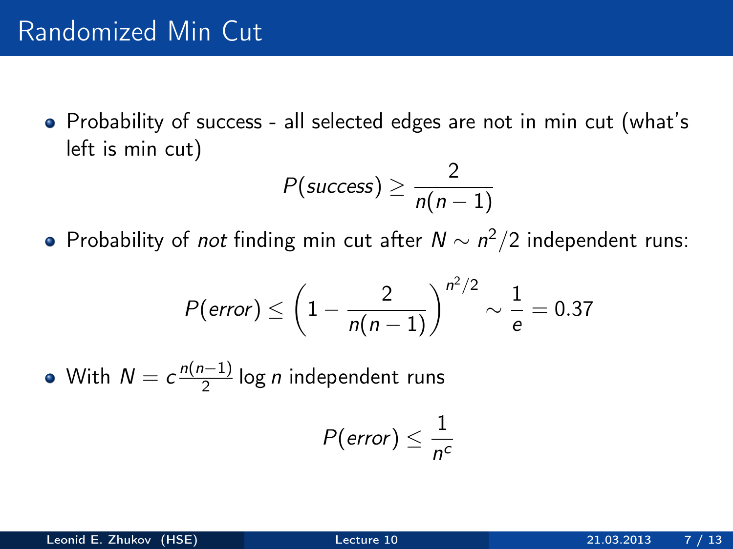# Randomized Min Cut

- Probability of success - all selected edges are not in min cut (what's left is min cut)

$$P(success) \geq \frac{2}{n(n-1)}$$

- Probability of *not* finding min cut after $N \sim n^2/2$ independent runs:

$$P(error) \leq \left(1 - \frac{2}{n(n-1)}\right)^{n^2/2} \sim \frac{1}{e} = 0.37$$

- With $N = c\frac{n(n-1)}{2} \log n$ independent runs

$$P(error) \leq \frac{1}{n^c}$$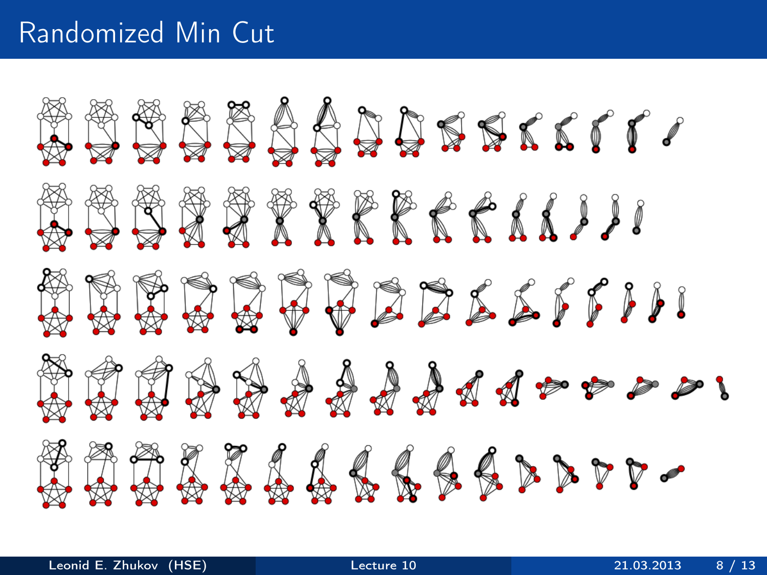# Randomized Min Cut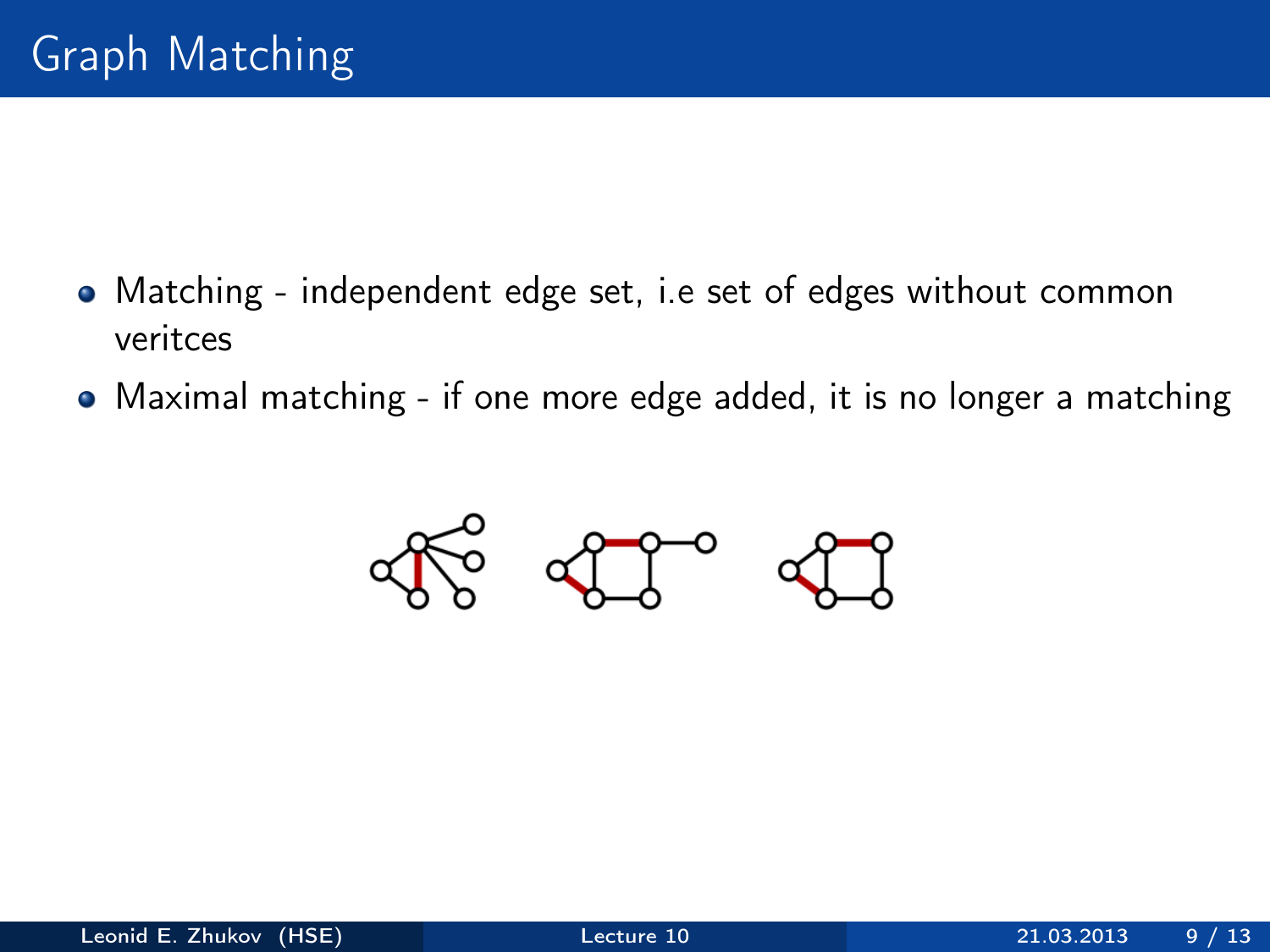# Graph Matching

- Matching - independent edge set, i.e set of edges without common veritces
- Maximal matching - if one more edge added, it is no longer a matching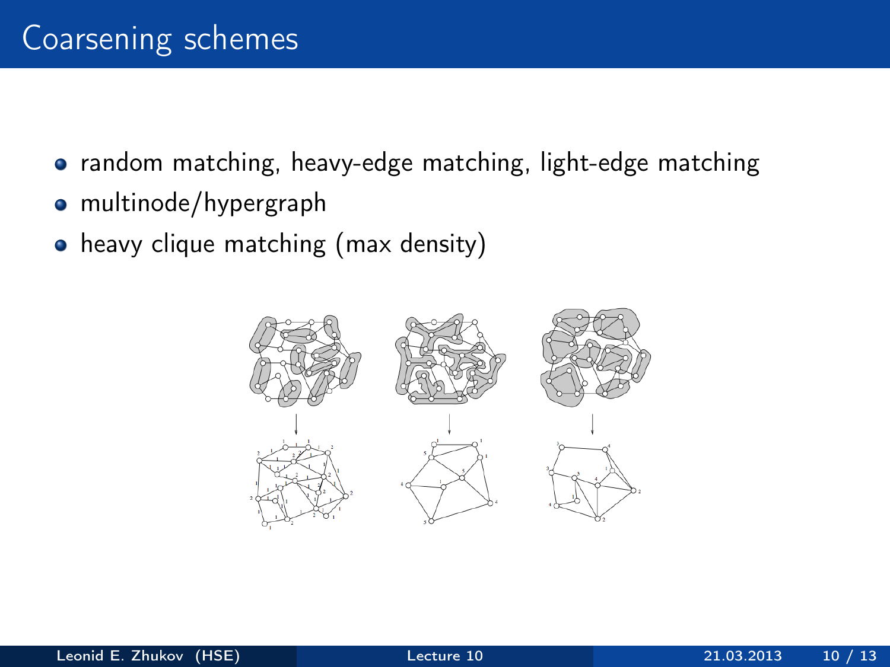# Coarsening schemes

- random matching, heavy-edge matching, light-edge matching
- multinode/hypergraph
- heavy clique matching (max density)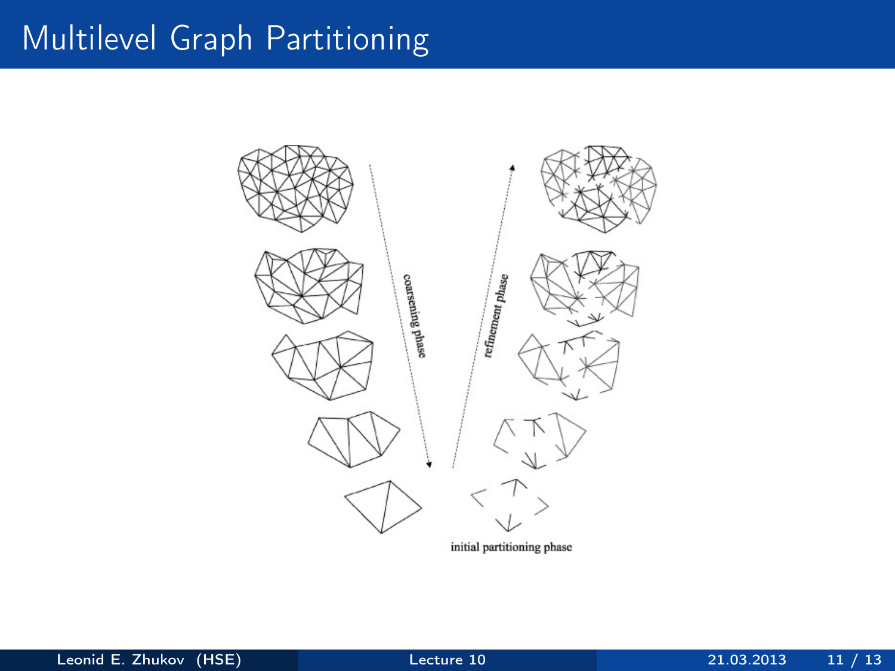# Multilevel Graph Partitioning

coarsening phase

refinement phase

initial partitioning phase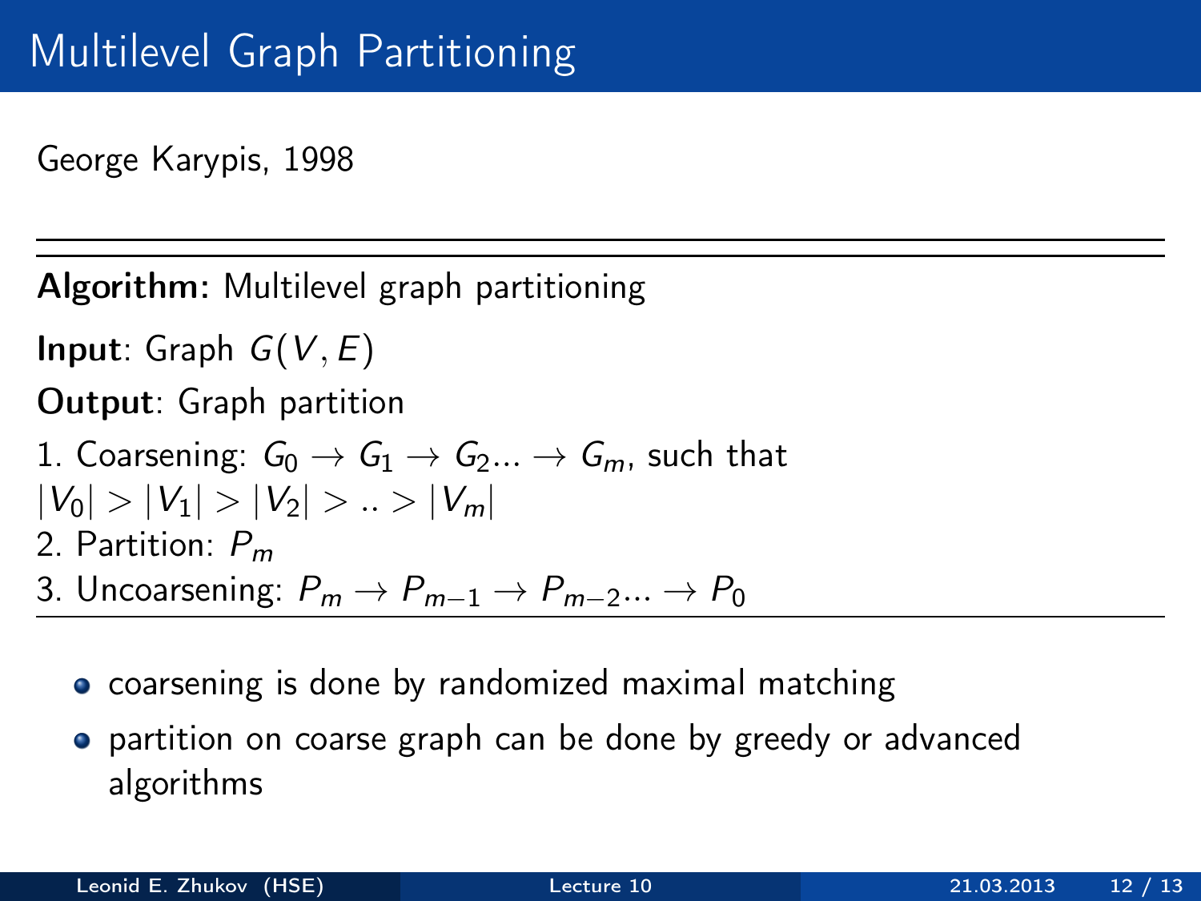# Multilevel Graph Partitioning

George Karypis, 1998

---

**Algorithm:** Multilevel graph partitioning

**Input**: Graph $G(V, E)$

**Output**: Graph partition

1. Coarsening: $G_0 \rightarrow G_1 \rightarrow G_2 ... \rightarrow G_m$, such that $|V_0| > |V_1| > |V_2| > .. > |V_m|$
2. Partition: $P_m$
3. Uncoarsening: $P_m \rightarrow P_{m-1} \rightarrow P_{m-2} ... \rightarrow P_0$

---

- coarsening is done by randomized maximal matching
- partition on coarse graph can be done by greedy or advanced algorithms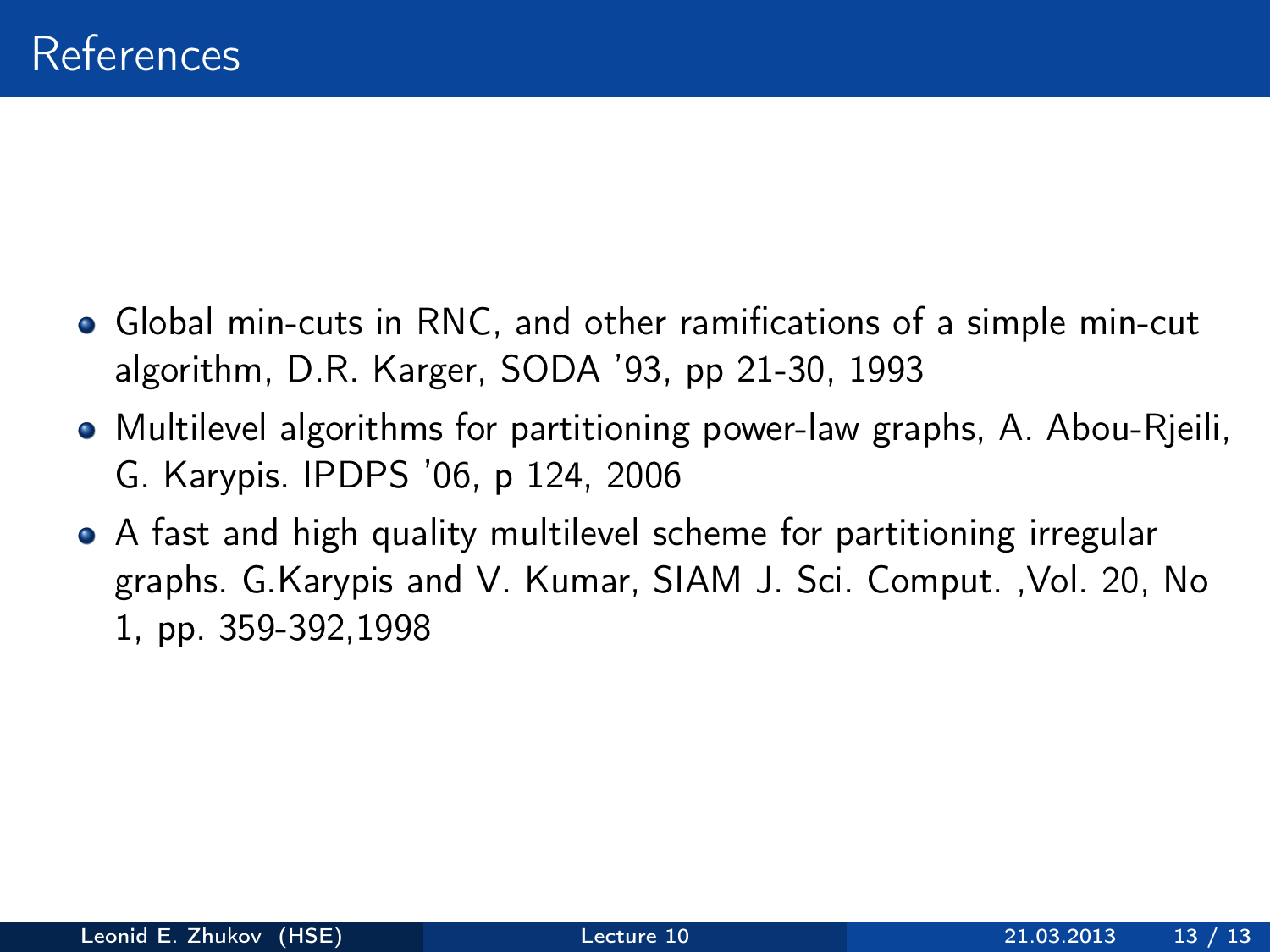# References

- Global min-cuts in RNC, and other ramifications of a simple min-cut algorithm, D.R. Karger, SODA '93, pp 21-30, 1993
- Multilevel algorithms for partitioning power-law graphs, A. Abou-Rjeili, G. Karypis. IPDPS '06, p 124, 2006
- A fast and high quality multilevel scheme for partitioning irregular graphs. G.Karypis and V. Kumar, SIAM J. Sci. Comput. ,Vol. 20, No 1, pp. 359-392,1998